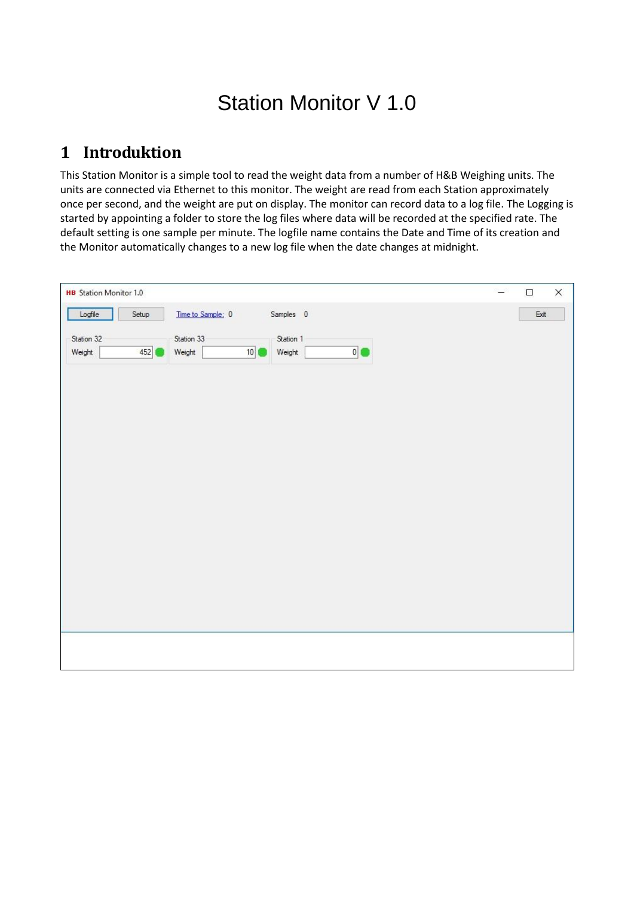# Station Monitor V 1.0

## 1 Introduktion

This Station Monitor is a simple tool to read the weight data from a number of H&B Weighing units. The units are connected via Ethernet to this monitor. The weight are read from each Station approximately once per second, and the weight are put on display. The monitor can record data to a log file. The Logging is started by appointing a folder to store the log files where data will be recorded at the specified rate. The default setting is one sample per minute. The logfile name contains the Date and Time of its creation and the Monitor automatically changes to a new log file when the date changes at midnight.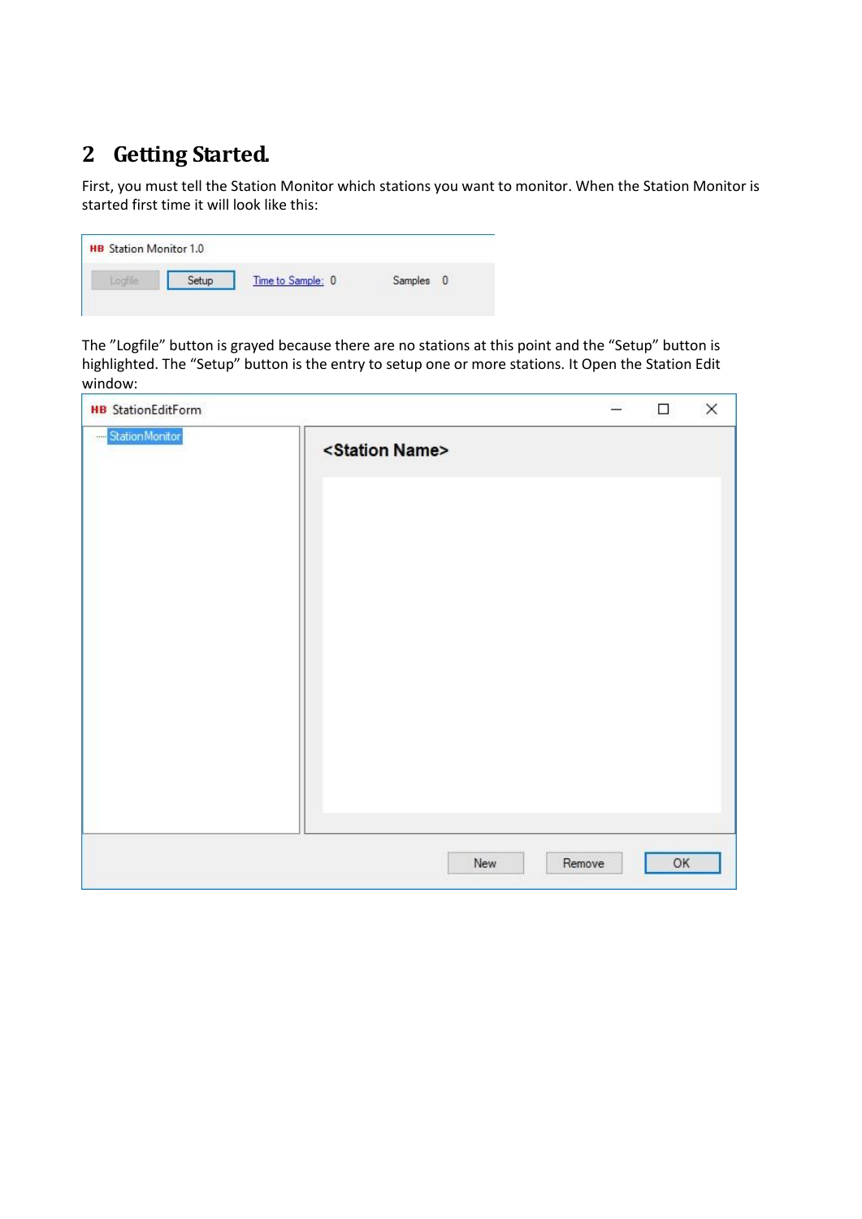## 2 Getting Started.

First, you must tell the Station Monitor which stations you want to monitor. When the Station Monitor is started first time it will look like this:

The "Logfile" button is grayed because there are no stations at this point and the "Setup" button is highlighted. The "Setup" button is the entry to setup one or more stations. It Open the Station Edit window: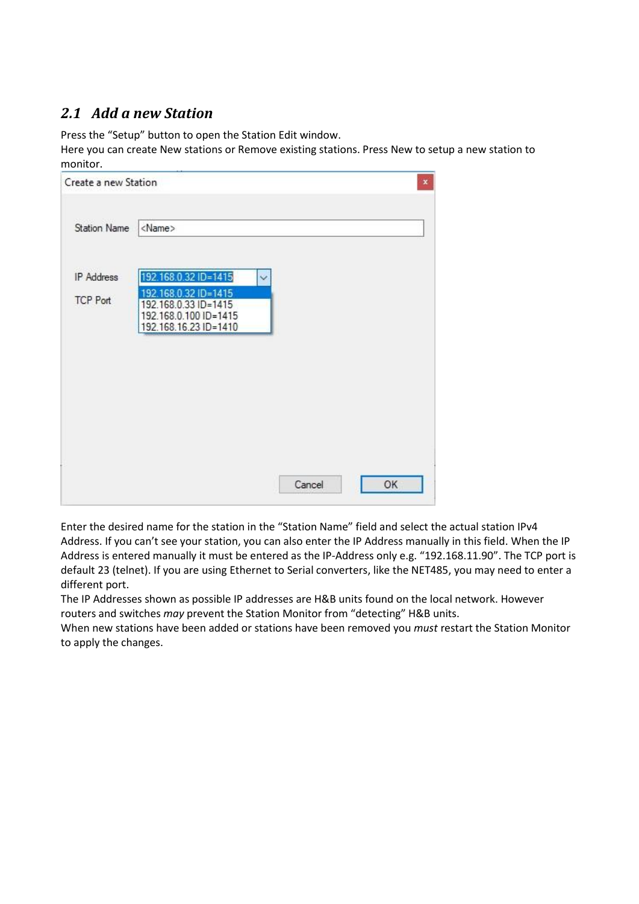## 2.1 Add a new Station

Press the "Setup" button to open the Station Edit window.
Here you can create New stations or Remove existing stations. Press New to setup a new station to monitor.

Enter the desired name for the station in the "Station Name" field and select the actual station IPv4 Address. If you can't see your station, you can also enter the IP Address manually in this field. When the IP Address is entered manually it must be entered as the IP-Address only e.g. "192.168.11.90". The TCP port is default 23 (telnet). If you are using Ethernet to Serial converters, like the NET485, you may need to enter a different port.
The IP Addresses shown as possible IP addresses are H&B units found on the local network. However routers and switches *may* prevent the Station Monitor from "detecting" H&B units.
When new stations have been added or stations have been removed you *must* restart the Station Monitor to apply the changes.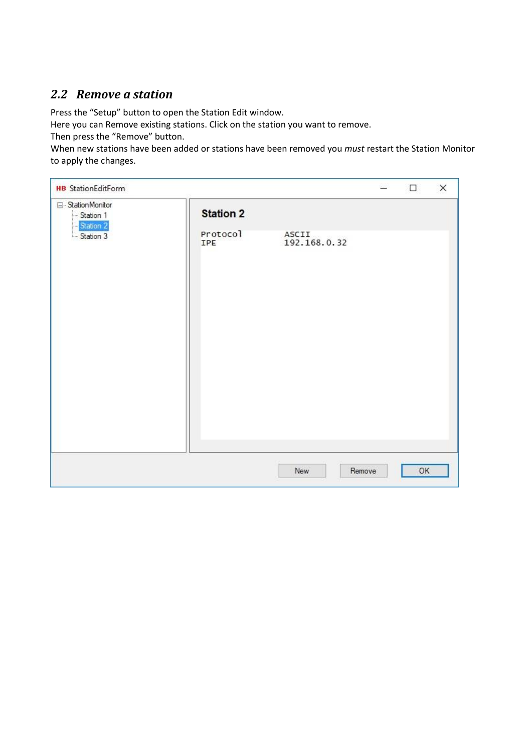## 2.2 *Remove a station*

Press the "Setup" button to open the Station Edit window.
Here you can Remove existing stations. Click on the station you want to remove.
Then press the "Remove" button.
When new stations have been added or stations have been removed you *must* restart the Station Monitor to apply the changes.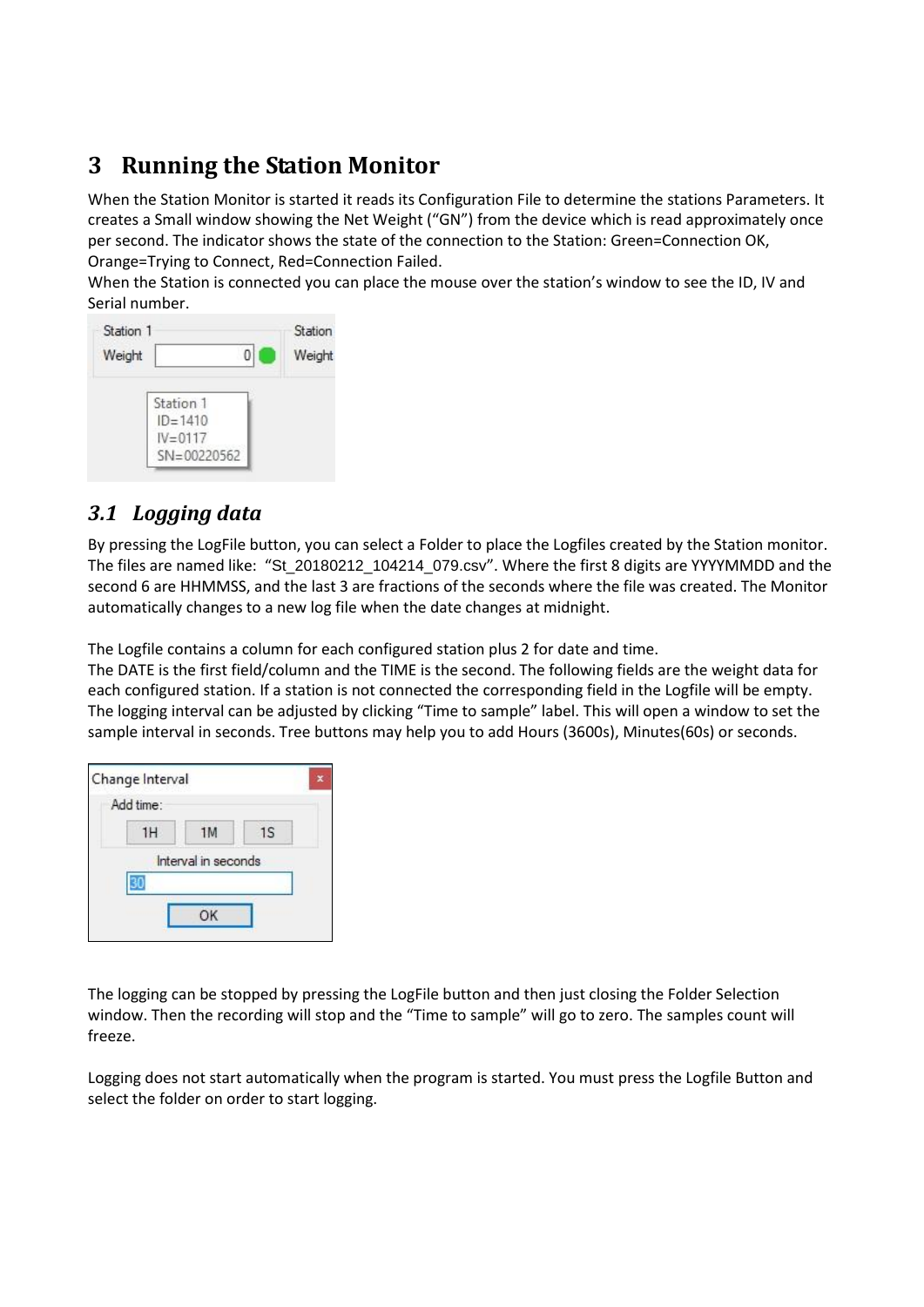# 3 Running the Station Monitor

When the Station Monitor is started it reads its Configuration File to determine the stations Parameters. It creates a Small window showing the Net Weight ("GN") from the device which is read approximately once per second. The indicator shows the state of the connection to the Station: Green=Connection OK, Orange=Trying to Connect, Red=Connection Failed.
When the Station is connected you can place the mouse over the station's window to see the ID, IV and Serial number.

Station 1
Weight
0
Station
Weight
Station 1
ID=1410
IV=0117
SN=00220562

## 3.1 *Logging data*

By pressing the LogFile button, you can select a Folder to place the Logfiles created by the Station monitor. The files are named like: "St_20180212_104214_079.csv". Where the first 8 digits are YYYYMMDD and the second 6 are HHMMSS, and the last 3 are fractions of the seconds where the file was created. The Monitor automatically changes to a new log file when the date changes at midnight.

The Logfile contains a column for each configured station plus 2 for date and time.
The DATE is the first field/column and the TIME is the second. The following fields are the weight data for each configured station. If a station is not connected the corresponding field in the Logfile will be empty.
The logging interval can be adjusted by clicking "Time to sample" label. This will open a window to set the sample interval in seconds. Tree buttons may help you to add Hours (3600s), Minutes(60s) or seconds.

Change Interval
Add time:
1H
1M
1S
Interval in seconds
30
OK

The logging can be stopped by pressing the LogFile button and then just closing the Folder Selection window. Then the recording will stop and the "Time to sample" will go to zero. The samples count will freeze.

Logging does not start automatically when the program is started. You must press the Logfile Button and select the folder on order to start logging.